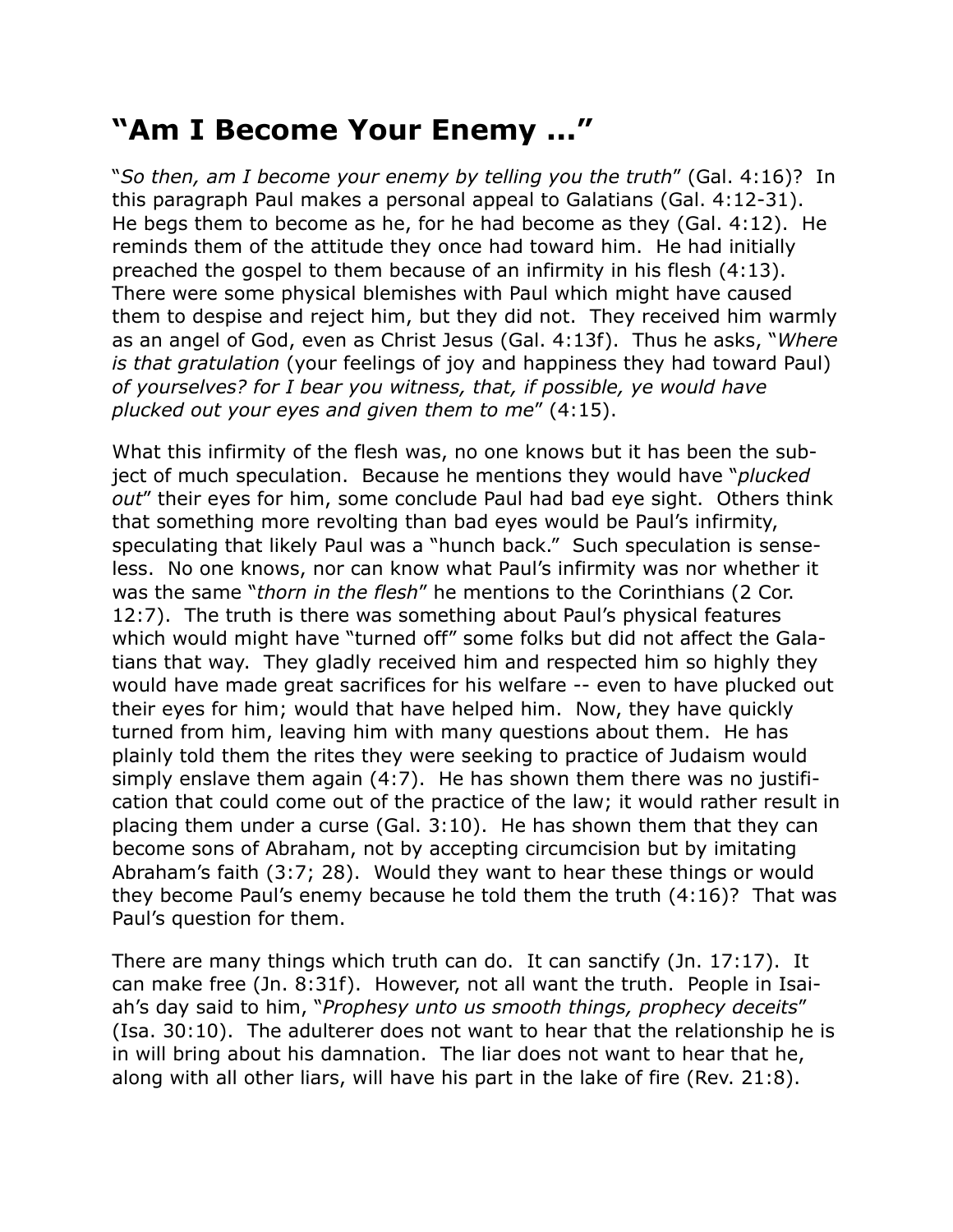# "Am I Become Your Enemy ..."

"*So then, am I become your enemy by telling you the truth*" (Gal. 4:16)? In this paragraph Paul makes a personal appeal to Galatians (Gal. 4:12-31). He begs them to become as he, for he had become as they (Gal. 4:12). He reminds them of the attitude they once had toward him. He had initially preached the gospel to them because of an infirmity in his flesh (4:13). There were some physical blemishes with Paul which might have caused them to despise and reject him, but they did not. They received him warmly as an angel of God, even as Christ Jesus (Gal. 4:13f). Thus he asks, "*Where is that gratulation* (your feelings of joy and happiness they had toward Paul) *of yourselves? for I bear you witness, that, if possible, ye would have plucked out your eyes and given them to me*" (4:15).

What this infirmity of the flesh was, no one knows but it has been the subject of much speculation. Because he mentions they would have "*plucked out*" their eyes for him, some conclude Paul had bad eye sight. Others think that something more revolting than bad eyes would be Paul's infirmity, speculating that likely Paul was a "hunch back." Such speculation is senseless. No one knows, nor can know what Paul's infirmity was nor whether it was the same "*thorn in the flesh*" he mentions to the Corinthians (2 Cor. 12:7). The truth is there was something about Paul's physical features which would might have "turned off" some folks but did not affect the Galatians that way. They gladly received him and respected him so highly they would have made great sacrifices for his welfare -- even to have plucked out their eyes for him; would that have helped him. Now, they have quickly turned from him, leaving him with many questions about them. He has plainly told them the rites they were seeking to practice of Judaism would simply enslave them again (4:7). He has shown them there was no justification that could come out of the practice of the law; it would rather result in placing them under a curse (Gal. 3:10). He has shown them that they can become sons of Abraham, not by accepting circumcision but by imitating Abraham's faith (3:7; 28). Would they want to hear these things or would they become Paul's enemy because he told them the truth (4:16)? That was Paul's question for them.

There are many things which truth can do. It can sanctify (Jn. 17:17). It can make free (Jn. 8:31f). However, not all want the truth. People in Isaiah's day said to him, "*Prophesy unto us smooth things, prophecy deceits*" (Isa. 30:10). The adulterer does not want to hear that the relationship he is in will bring about his damnation. The liar does not want to hear that he, along with all other liars, will have his part in the lake of fire (Rev. 21:8).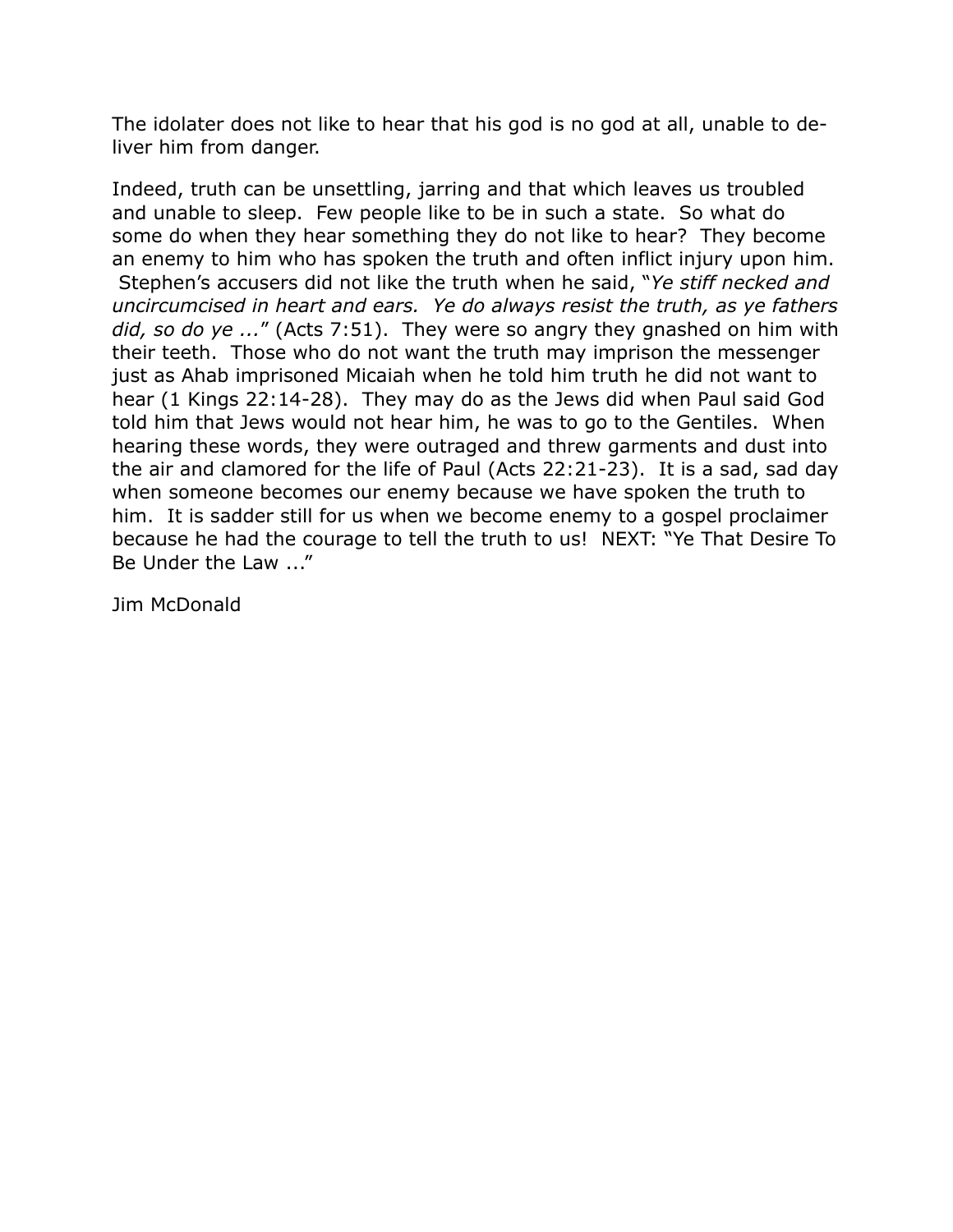The idolater does not like to hear that his god is no god at all, unable to deliver him from danger.

Indeed, truth can be unsettling, jarring and that which leaves us troubled and unable to sleep. Few people like to be in such a state. So what do some do when they hear something they do not like to hear? They become an enemy to him who has spoken the truth and often inflict injury upon him. Stephen's accusers did not like the truth when he said, "*Ye stiff necked and uncircumcised in heart and ears. Ye do always resist the truth, as ye fathers did, so do ye ...*" (Acts 7:51). They were so angry they gnashed on him with their teeth. Those who do not want the truth may imprison the messenger just as Ahab imprisoned Micaiah when he told him truth he did not want to hear (1 Kings 22:14-28). They may do as the Jews did when Paul said God told him that Jews would not hear him, he was to go to the Gentiles. When hearing these words, they were outraged and threw garments and dust into the air and clamored for the life of Paul (Acts 22:21-23). It is a sad, sad day when someone becomes our enemy because we have spoken the truth to him. It is sadder still for us when we become enemy to a gospel proclaimer because he had the courage to tell the truth to us! NEXT: "Ye That Desire To Be Under the Law ..."

Jim McDonald